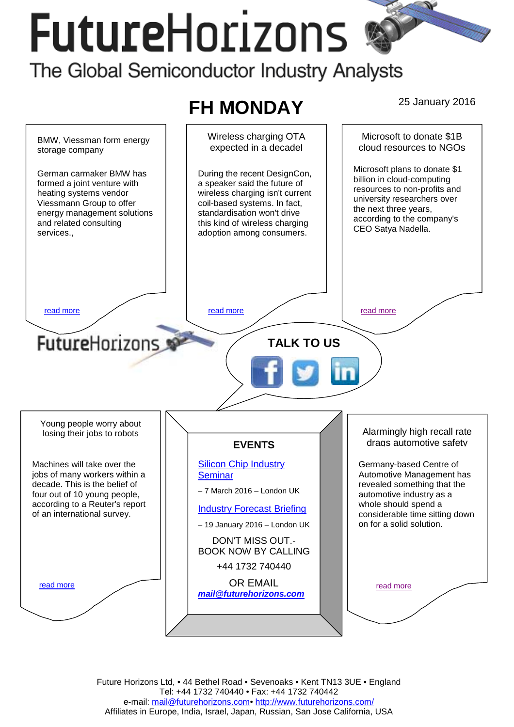# FutureHorizons

The Global Semiconductor Industry Analysts

## FH MONDAY

25 January 2016

### BMW, Viessman form energy storage company

German carmaker BMW has formed a joint venture with heating systems vendor Viessmann Group to offer energy management solutions and related consulting services.,

read more

### Wireless charging OTA expected in a decadel

During the recent DesignCon, a speaker said the future of wireless charging isn't current coil-based systems. In fact, standardisation won't drive this kind of wireless charging adoption among consumers.

read more

### Microsoft to donate $1B cloud resources to NGOs

Microsoft plans to donate $1 billion in cloud-computing resources to non-profits and university researchers over the next three years, according to the company's CEO Satya Nadella.

read more

FutureHorizons

**TALK TO US**

### Young people worry about losing their jobs to robots

Machines will take over the jobs of many workers within a decade. This is the belief of four out of 10 young people, according to a Reuter's report of an international survey.

read more

### EVENTS

Silicon Chip Industry Seminar

– 7 March 2016 – London UK

Industry Forecast Briefing

– 19 January 2016 – London UK

DON'T MISS OUT.- BOOK NOW BY CALLING

+44 1732 740440

OR EMAIL

***mail@futurehorizons.com***

### Alarmingly high recall rate drags automotive safety

Germany-based Centre of Automotive Management has revealed something that the automotive industry as a whole should spend a considerable time sitting down on for a solid solution.

read more

Future Horizons Ltd, • 44 Bethel Road • Sevenoaks • Kent TN13 3UE • England
Tel: +44 1732 740440 • Fax: +44 1732 740442
e-mail: mail@futurehorizons.com• http://www.futurehorizons.com/
Affiliates in Europe, India, Israel, Japan, Russian, San Jose California, USA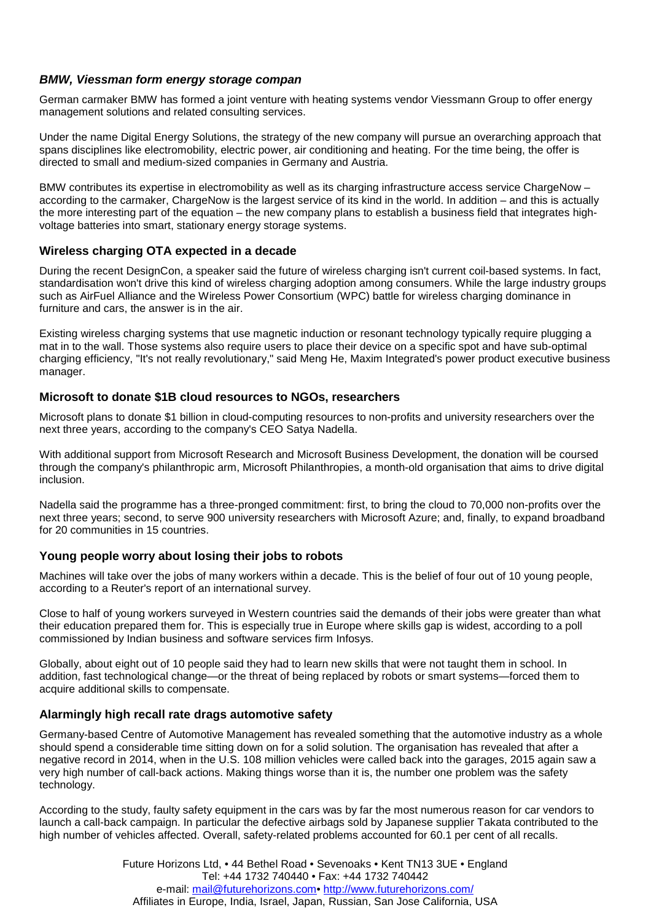### *BMW, Viessman form energy storage compan*

German carmaker BMW has formed a joint venture with heating systems vendor Viessmann Group to offer energy management solutions and related consulting services.

Under the name Digital Energy Solutions, the strategy of the new company will pursue an overarching approach that spans disciplines like electromobility, electric power, air conditioning and heating. For the time being, the offer is directed to small and medium-sized companies in Germany and Austria.

BMW contributes its expertise in electromobility as well as its charging infrastructure access service ChargeNow – according to the carmaker, ChargeNow is the largest service of its kind in the world. In addition – and this is actually the more interesting part of the equation – the new company plans to establish a business field that integrates high-voltage batteries into smart, stationary energy storage systems.

### Wireless charging OTA expected in a decade

During the recent DesignCon, a speaker said the future of wireless charging isn't current coil-based systems. In fact, standardisation won't drive this kind of wireless charging adoption among consumers. While the large industry groups such as AirFuel Alliance and the Wireless Power Consortium (WPC) battle for wireless charging dominance in furniture and cars, the answer is in the air.

Existing wireless charging systems that use magnetic induction or resonant technology typically require plugging a mat in to the wall. Those systems also require users to place their device on a specific spot and have sub-optimal charging efficiency, "It's not really revolutionary," said Meng He, Maxim Integrated's power product executive business manager.

### Microsoft to donate $1B cloud resources to NGOs, researchers

Microsoft plans to donate $1 billion in cloud-computing resources to non-profits and university researchers over the next three years, according to the company's CEO Satya Nadella.

With additional support from Microsoft Research and Microsoft Business Development, the donation will be coursed through the company's philanthropic arm, Microsoft Philanthropies, a month-old organisation that aims to drive digital inclusion.

Nadella said the programme has a three-pronged commitment: first, to bring the cloud to 70,000 non-profits over the next three years; second, to serve 900 university researchers with Microsoft Azure; and, finally, to expand broadband for 20 communities in 15 countries.

### Young people worry about losing their jobs to robots

Machines will take over the jobs of many workers within a decade. This is the belief of four out of 10 young people, according to a Reuter's report of an international survey.

Close to half of young workers surveyed in Western countries said the demands of their jobs were greater than what their education prepared them for. This is especially true in Europe where skills gap is widest, according to a poll commissioned by Indian business and software services firm Infosys.

Globally, about eight out of 10 people said they had to learn new skills that were not taught them in school. In addition, fast technological change—or the threat of being replaced by robots or smart systems—forced them to acquire additional skills to compensate.

### Alarmingly high recall rate drags automotive safety

Germany-based Centre of Automotive Management has revealed something that the automotive industry as a whole should spend a considerable time sitting down on for a solid solution. The organisation has revealed that after a negative record in 2014, when in the U.S. 108 million vehicles were called back into the garages, 2015 again saw a very high number of call-back actions. Making things worse than it is, the number one problem was the safety technology.

According to the study, faulty safety equipment in the cars was by far the most numerous reason for car vendors to launch a call-back campaign. In particular the defective airbags sold by Japanese supplier Takata contributed to the high number of vehicles affected. Overall, safety-related problems accounted for 60.1 per cent of all recalls.

Future Horizons Ltd, • 44 Bethel Road • Sevenoaks • Kent TN13 3UE • England
Tel: +44 1732 740440 • Fax: +44 1732 740442
e-mail: mail@futurehorizons.com• http://www.futurehorizons.com/
Affiliates in Europe, India, Israel, Japan, Russian, San Jose California, USA